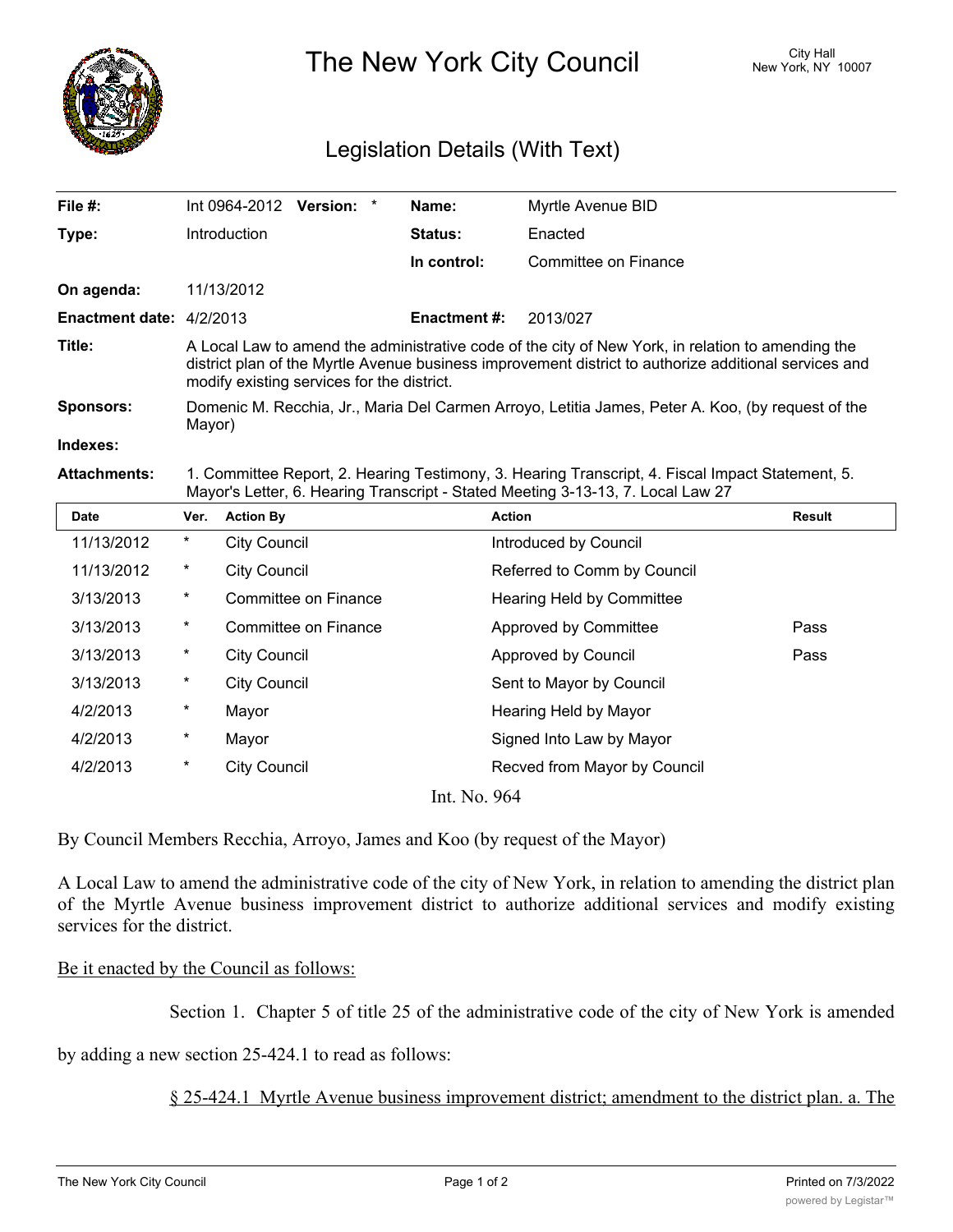# The New York City Council

City Hall
New York, NY 10007

## Legislation Details (With Text)

| | | | |
|---|---|---|---|
| **File #:** | Int 0964-2012 **Version:** * | **Name:** | Myrtle Avenue BID |
| **Type:** | Introduction | **Status:** | Enacted |
| | | **In control:** | Committee on Finance |
| **On agenda:** | 11/13/2012 | | |
| **Enactment date:** | 4/2/2013 | **Enactment #:** | 2013/027 |

**Title:** A Local Law to amend the administrative code of the city of New York, in relation to amending the district plan of the Myrtle Avenue business improvement district to authorize additional services and modify existing services for the district.

**Sponsors:** Domenic M. Recchia, Jr., Maria Del Carmen Arroyo, Letitia James, Peter A. Koo, (by request of the Mayor)

**Indexes:**

**Attachments:** 1. Committee Report, 2. Hearing Testimony, 3. Hearing Transcript, 4. Fiscal Impact Statement, 5. Mayor's Letter, 6. Hearing Transcript - Stated Meeting 3-13-13, 7. Local Law 27

| Date | Ver. | Action By | Action | Result |
|---|---|---|---|---|
| 11/13/2012 | * | City Council | Introduced by Council | |
| 11/13/2012 | * | City Council | Referred to Comm by Council | |
| 3/13/2013 | * | Committee on Finance | Hearing Held by Committee | |
| 3/13/2013 | * | Committee on Finance | Approved by Committee | Pass |
| 3/13/2013 | * | City Council | Approved by Council | Pass |
| 3/13/2013 | * | City Council | Sent to Mayor by Council | |
| 4/2/2013 | * | Mayor | Hearing Held by Mayor | |
| 4/2/2013 | * | Mayor | Signed Into Law by Mayor | |
| 4/2/2013 | * | City Council | Recved from Mayor by Council | |

Int. No. 964

By Council Members Recchia, Arroyo, James and Koo (by request of the Mayor)

A Local Law to amend the administrative code of the city of New York, in relation to amending the district plan of the Myrtle Avenue business improvement district to authorize additional services and modify existing services for the district.

<u>Be it enacted by the Council as follows:</u>

Section 1. Chapter 5 of title 25 of the administrative code of the city of New York is amended by adding a new section 25-424.1 to read as follows:

<u>§ 25-424.1 Myrtle Avenue business improvement district; amendment to the district plan. a. The</u>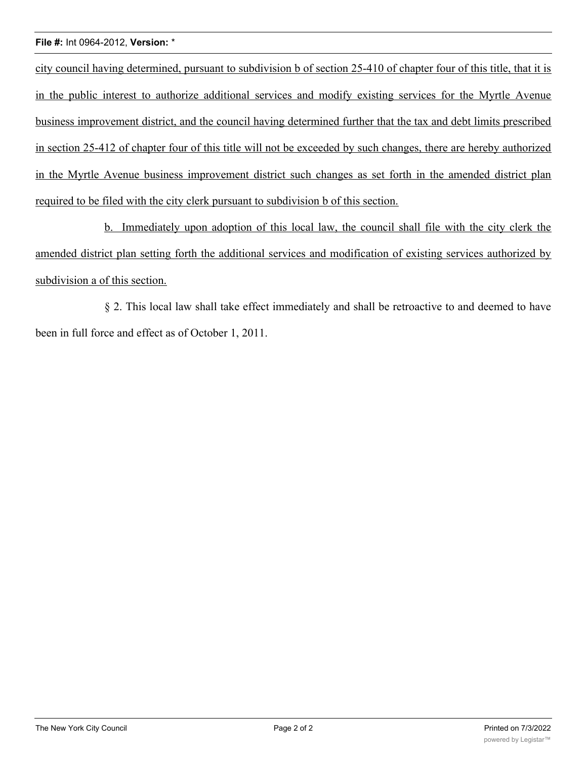city council having determined, pursuant to subdivision b of section 25-410 of chapter four of this title, that it is in the public interest to authorize additional services and modify existing services for the Myrtle Avenue business improvement district, and the council having determined further that the tax and debt limits prescribed in section 25-412 of chapter four of this title will not be exceeded by such changes, there are hereby authorized in the Myrtle Avenue business improvement district such changes as set forth in the amended district plan required to be filed with the city clerk pursuant to subdivision b of this section.

b. Immediately upon adoption of this local law, the council shall file with the city clerk the amended district plan setting forth the additional services and modification of existing services authorized by subdivision a of this section.

§ 2. This local law shall take effect immediately and shall be retroactive to and deemed to have been in full force and effect as of October 1, 2011.